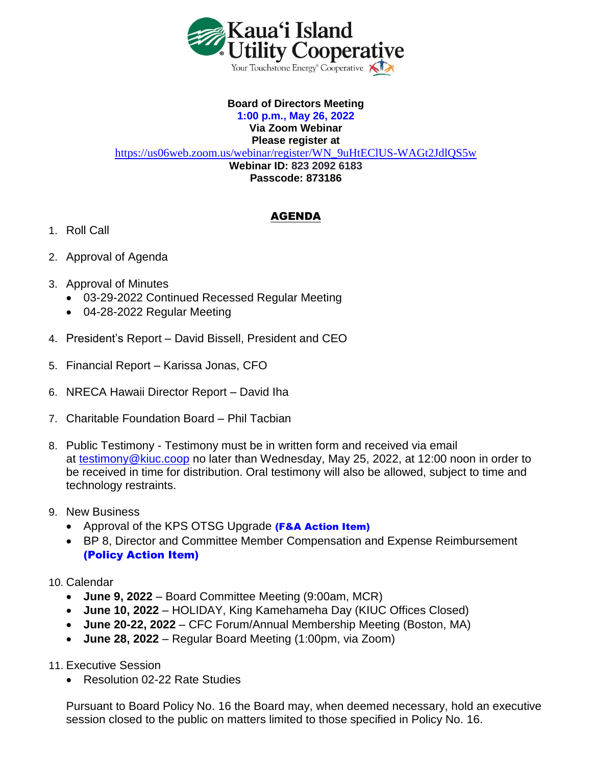Kaua'i Island Utility Cooperative

Your Touchstone Energy® Cooperative

**Board of Directors Meeting**
**1:00 p.m., May 26, 2022**
**Via Zoom Webinar**
**Please register at**
https://us06web.zoom.us/webinar/register/WN_9uHtEClUS-WAGt2JdlQS5w
**Webinar ID: 823 2092 6183**
**Passcode: 873186**

## AGENDA

1. Roll Call

2. Approval of Agenda

3. Approval of Minutes
   - 03-29-2022 Continued Recessed Regular Meeting
   - 04-28-2022 Regular Meeting

4. President's Report – David Bissell, President and CEO

5. Financial Report – Karissa Jonas, CFO

6. NRECA Hawaii Director Report – David Iha

7. Charitable Foundation Board – Phil Tacbian

8. Public Testimony - Testimony must be in written form and received via email at testimony@kiuc.coop no later than Wednesday, May 25, 2022, at 12:00 noon in order to be received in time for distribution. Oral testimony will also be allowed, subject to time and technology restraints.

9. New Business
   - Approval of the KPS OTSG Upgrade **(F&A Action Item)**
   - BP 8, Director and Committee Member Compensation and Expense Reimbursement **(Policy Action Item)**

10. Calendar
    - **June 9, 2022** – Board Committee Meeting (9:00am, MCR)
    - **June 10, 2022** – HOLIDAY, King Kamehameha Day (KIUC Offices Closed)
    - **June 20-22, 2022** – CFC Forum/Annual Membership Meeting (Boston, MA)
    - **June 28, 2022** – Regular Board Meeting (1:00pm, via Zoom)

11. Executive Session
    - Resolution 02-22 Rate Studies

    Pursuant to Board Policy No. 16 the Board may, when deemed necessary, hold an executive session closed to the public on matters limited to those specified in Policy No. 16.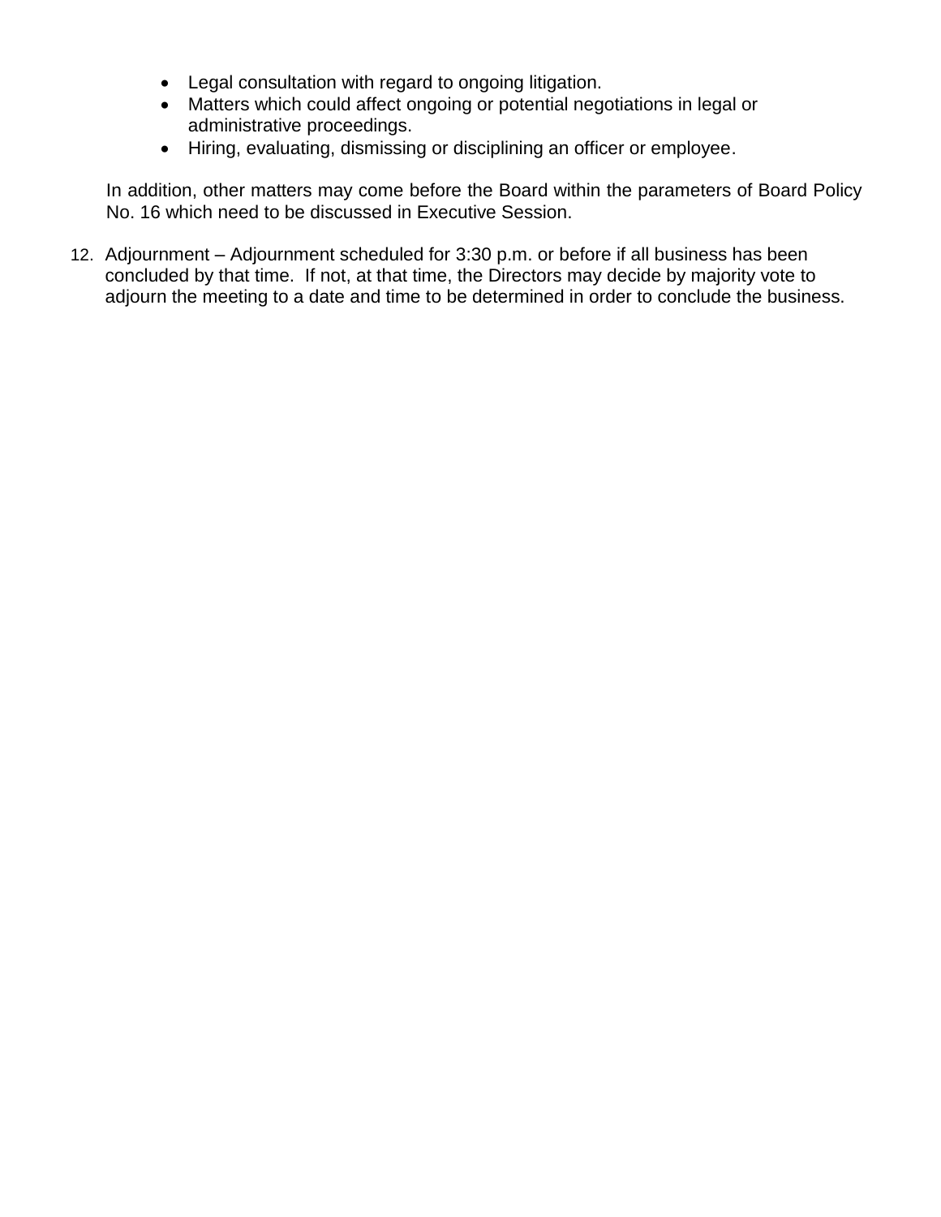- Legal consultation with regard to ongoing litigation.
- Matters which could affect ongoing or potential negotiations in legal or administrative proceedings.
- Hiring, evaluating, dismissing or disciplining an officer or employee.

In addition, other matters may come before the Board within the parameters of Board Policy No. 16 which need to be discussed in Executive Session.

12. Adjournment – Adjournment scheduled for 3:30 p.m. or before if all business has been concluded by that time. If not, at that time, the Directors may decide by majority vote to adjourn the meeting to a date and time to be determined in order to conclude the business.